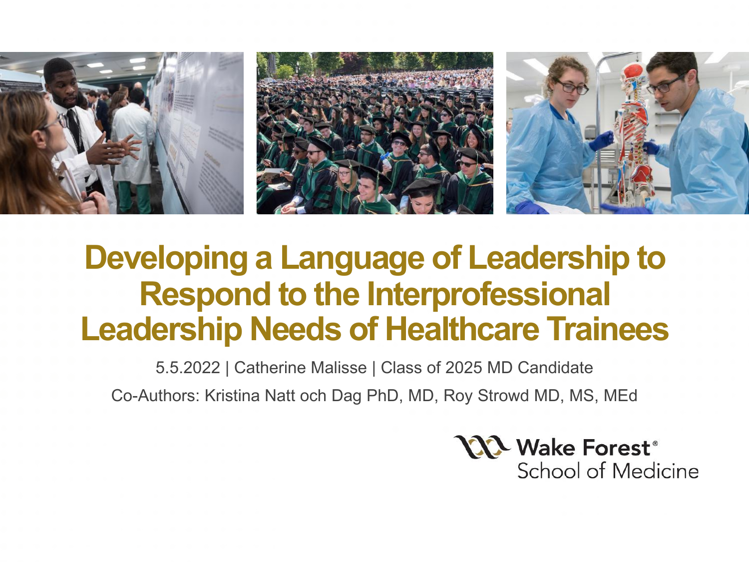# Developing a Language of Leadership to Respond to the Interprofessional Leadership Needs of Healthcare Trainees

5.5.2022 | Catherine Malisse | Class of 2025 MD Candidate

Co-Authors: Kristina Natt och Dag PhD, MD, Roy Strowd MD, MS, MEd

Wake Forest® School of Medicine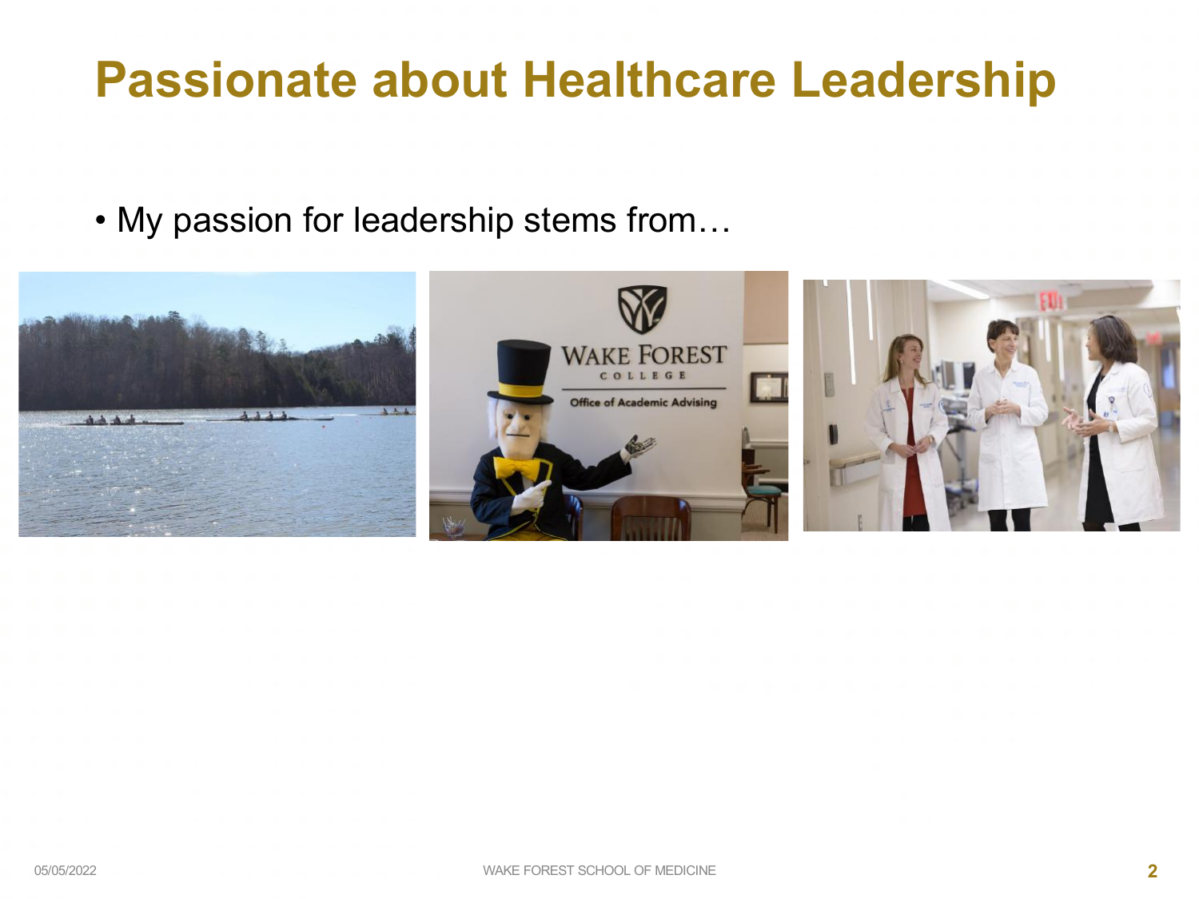# Passionate about Healthcare Leadership

- My passion for leadership stems from…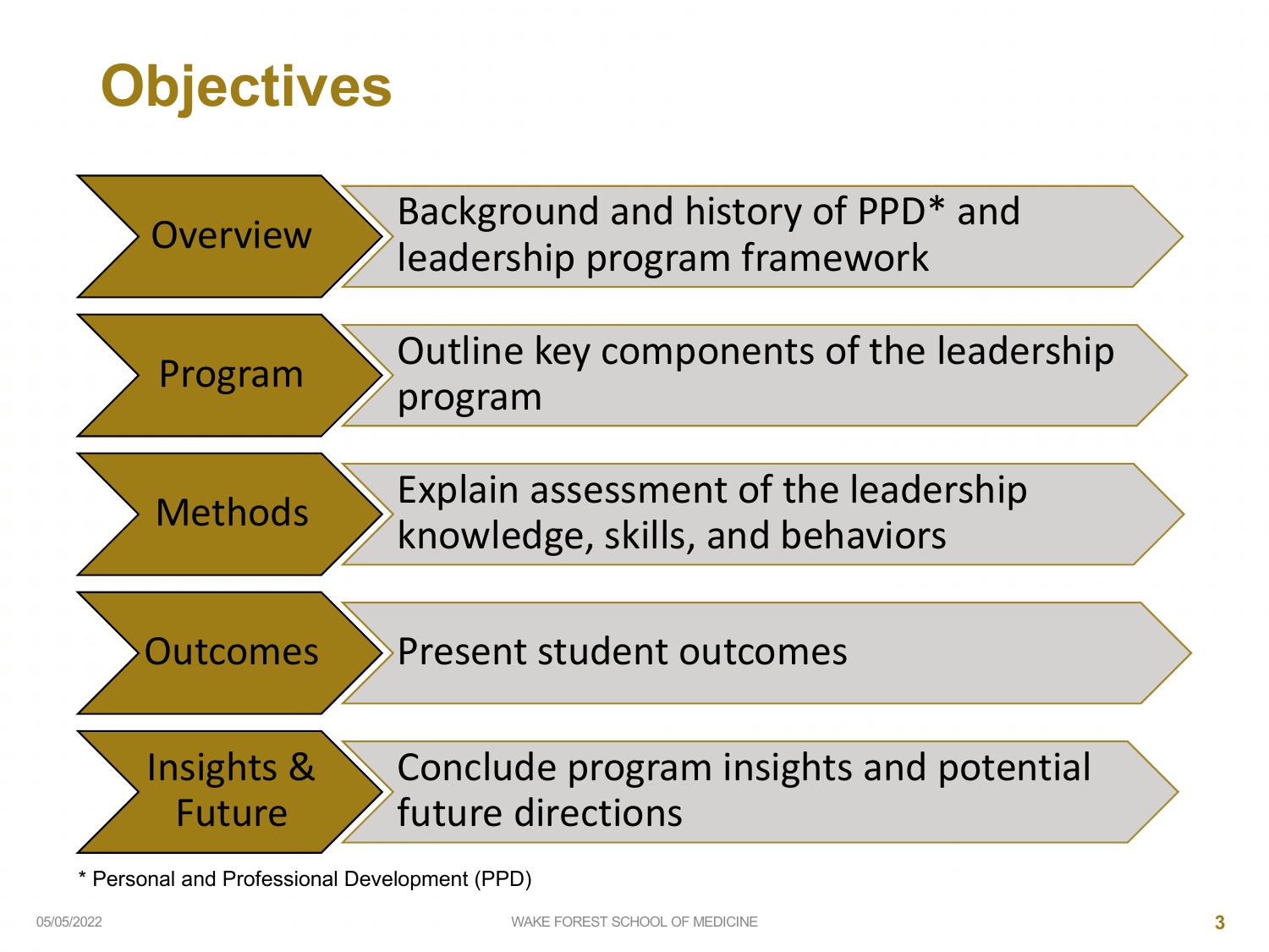# Objectives

- **Overview** — Background and history of PPD* and leadership program framework
- **Program** — Outline key components of the leadership program
- **Methods** — Explain assessment of the leadership knowledge, skills, and behaviors
- **Outcomes** — Present student outcomes
- **Insights & Future** — Conclude program insights and potential future directions

* Personal and Professional Development (PPD)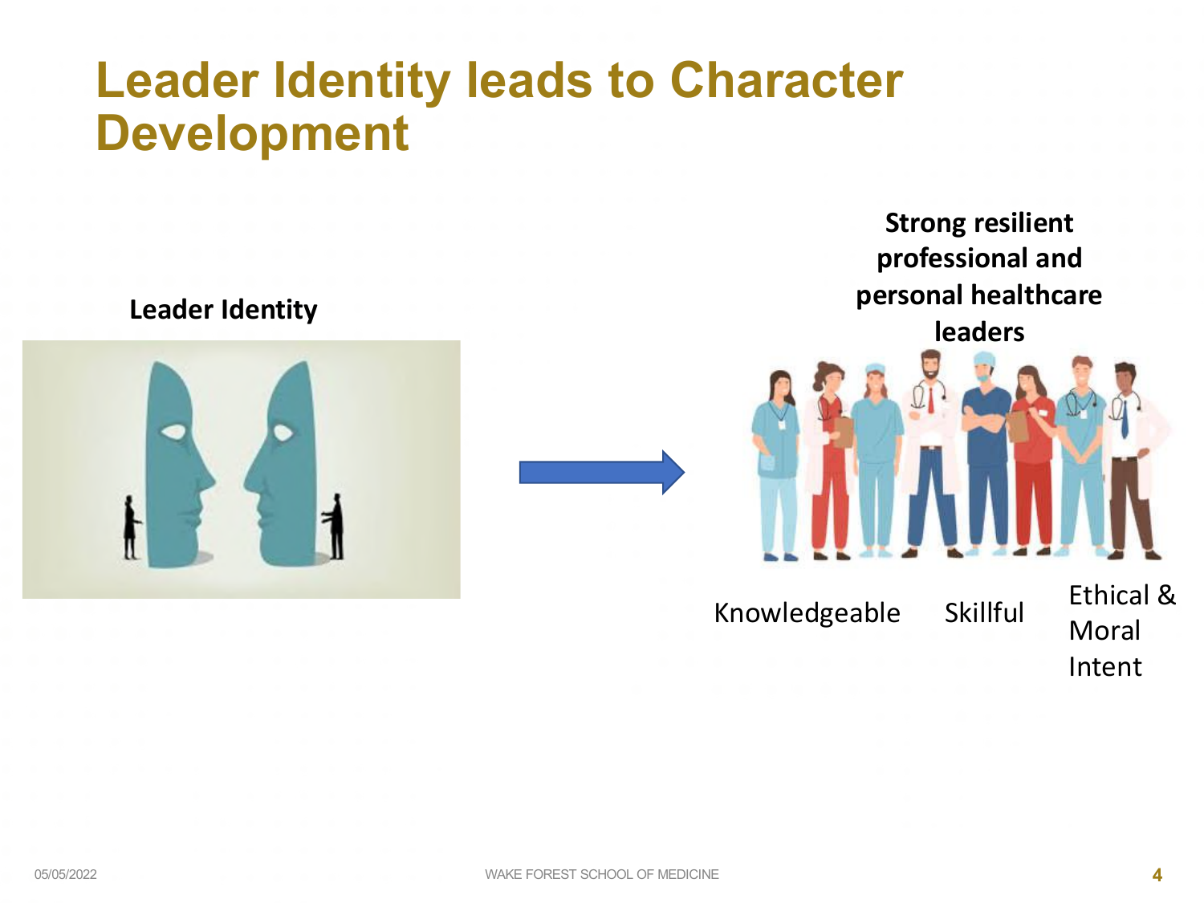# Leader Identity leads to Character Development

**Leader Identity**

**Strong resilient professional and personal healthcare leaders**

Knowledgeable

Skillful

Ethical & Moral Intent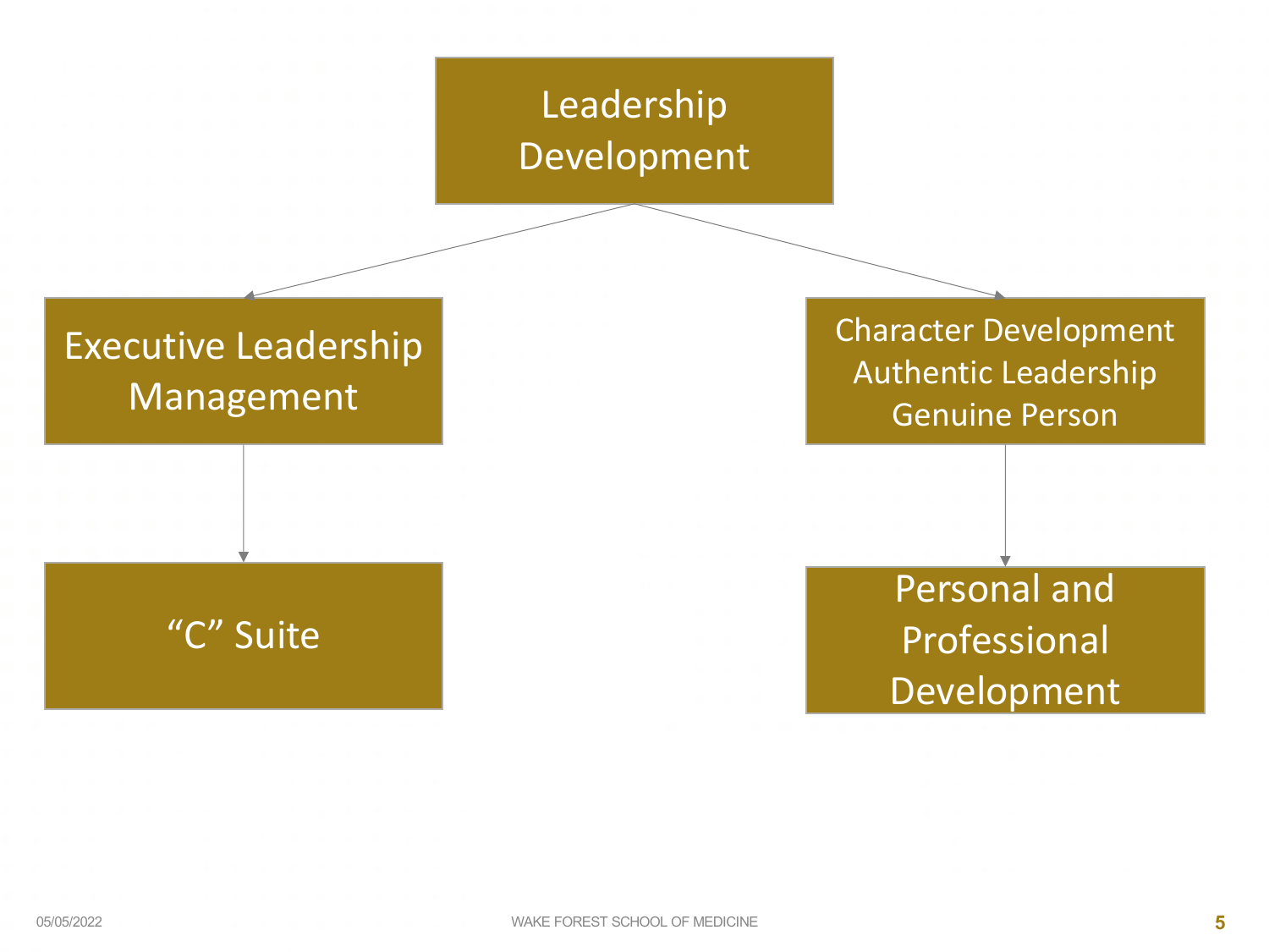Leadership Development

Executive Leadership Management

"C" Suite

Character Development
Authentic Leadership
Genuine Person

Personal and Professional Development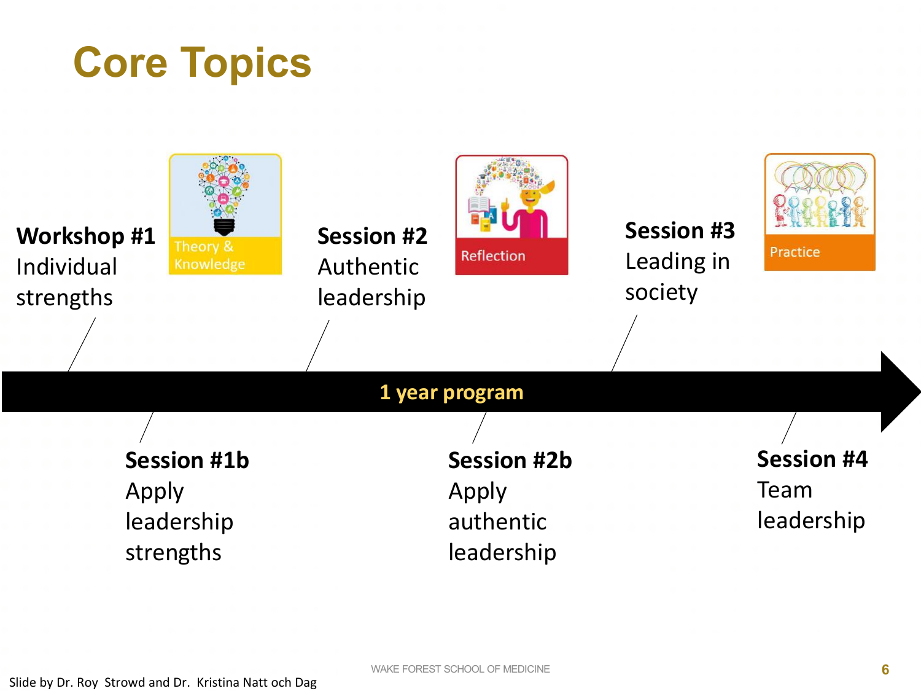# Core Topics

**Workshop #1**
Individual strengths

Theory & Knowledge

**Session #2**
Authentic leadership

Reflection

**Session #3**
Leading in society

Practice

1 year program

**Session #1b**
Apply leadership strengths

**Session #2b**
Apply authentic leadership

**Session #4**
Team leadership

Slide by Dr. Roy Strowd and Dr. Kristina Natt och Dag

WAKE FOREST SCHOOL OF MEDICINE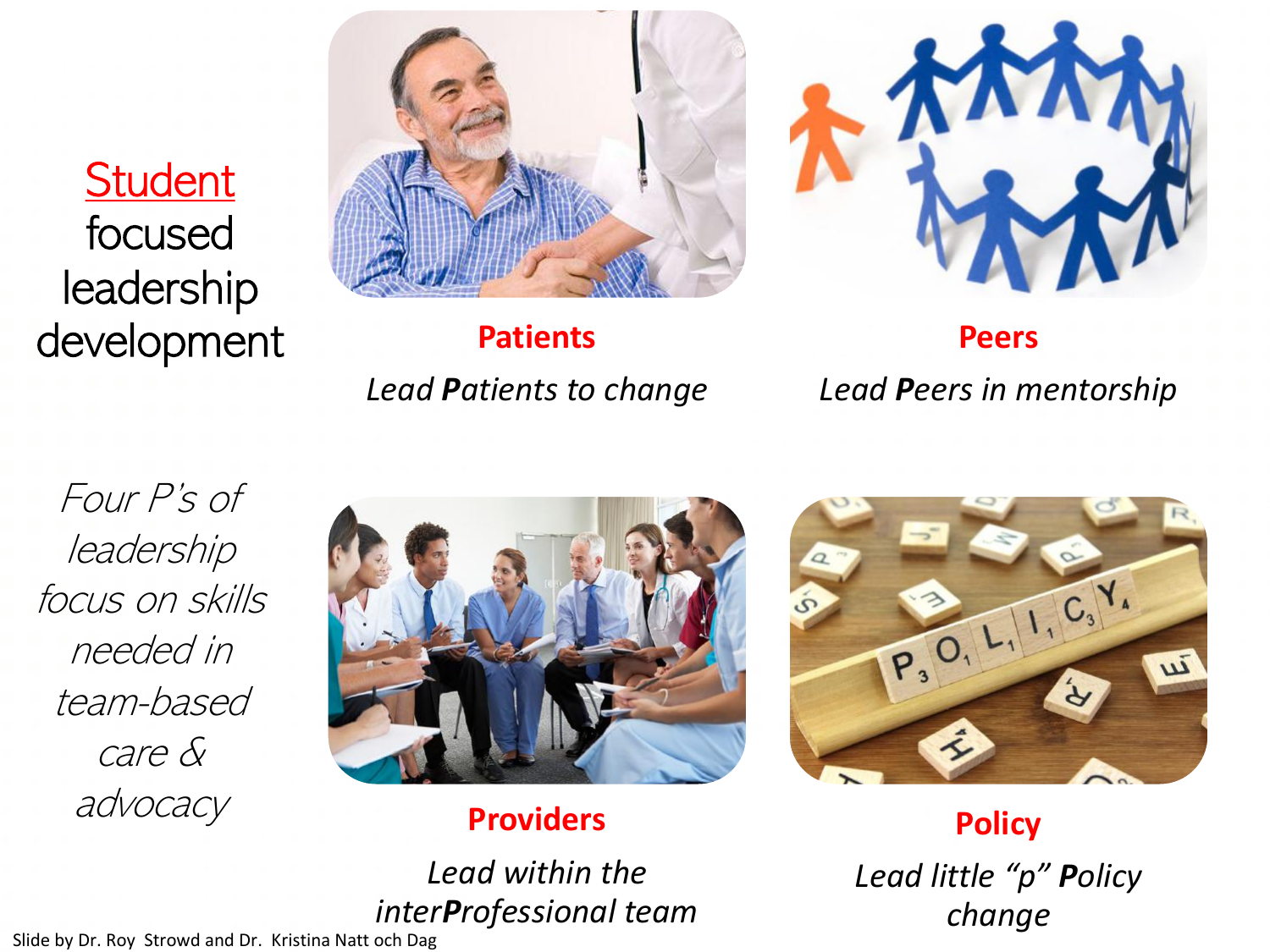# Student focused leadership development

*Four P's of leadership focus on skills needed in team-based care & advocacy*

**Patients**

*Lead **P**atients to change*

**Peers**

*Lead **P**eers in mentorship*

**Providers**

*Lead within the inter**P**rofessional team*

**Policy**

*Lead little "p" **P**olicy change*

Slide by Dr. Roy Strowd and Dr. Kristina Natt och Dag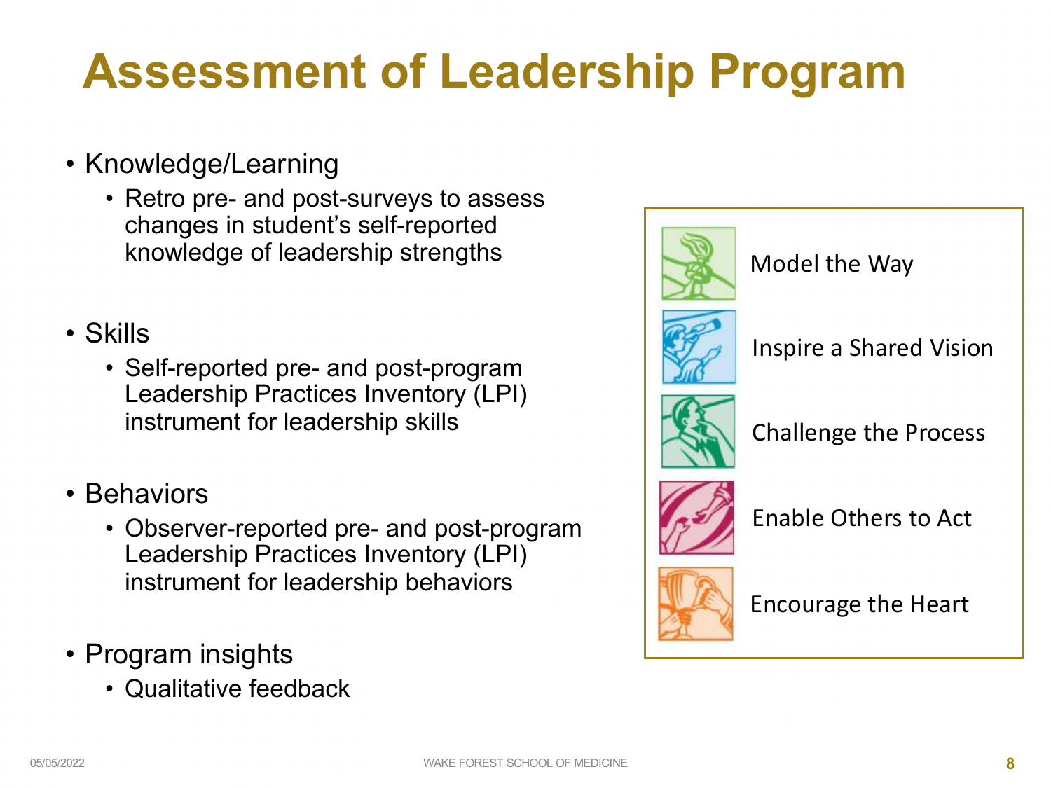# Assessment of Leadership Program

- Knowledge/Learning
  - Retro pre- and post-surveys to assess changes in student's self-reported knowledge of leadership strengths
- Skills
  - Self-reported pre- and post-program Leadership Practices Inventory (LPI) instrument for leadership skills
- Behaviors
  - Observer-reported pre- and post-program Leadership Practices Inventory (LPI) instrument for leadership behaviors
- Program insights
  - Qualitative feedback

Model the Way

Inspire a Shared Vision

Challenge the Process

Enable Others to Act

Encourage the Heart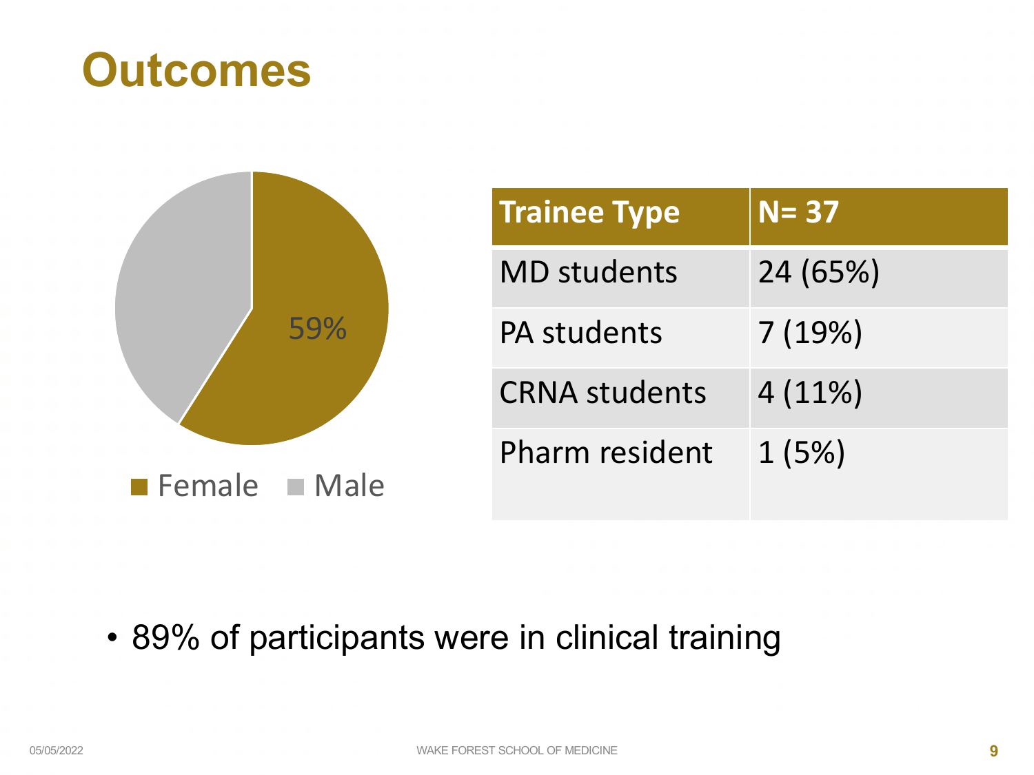# Outcomes

59%

Female Male

| Trainee Type | N= 37 |
|---|---|
| MD students | 24 (65%) |
| PA students | 7 (19%) |
| CRNA students | 4 (11%) |
| Pharm resident | 1 (5%) |

- 89% of participants were in clinical training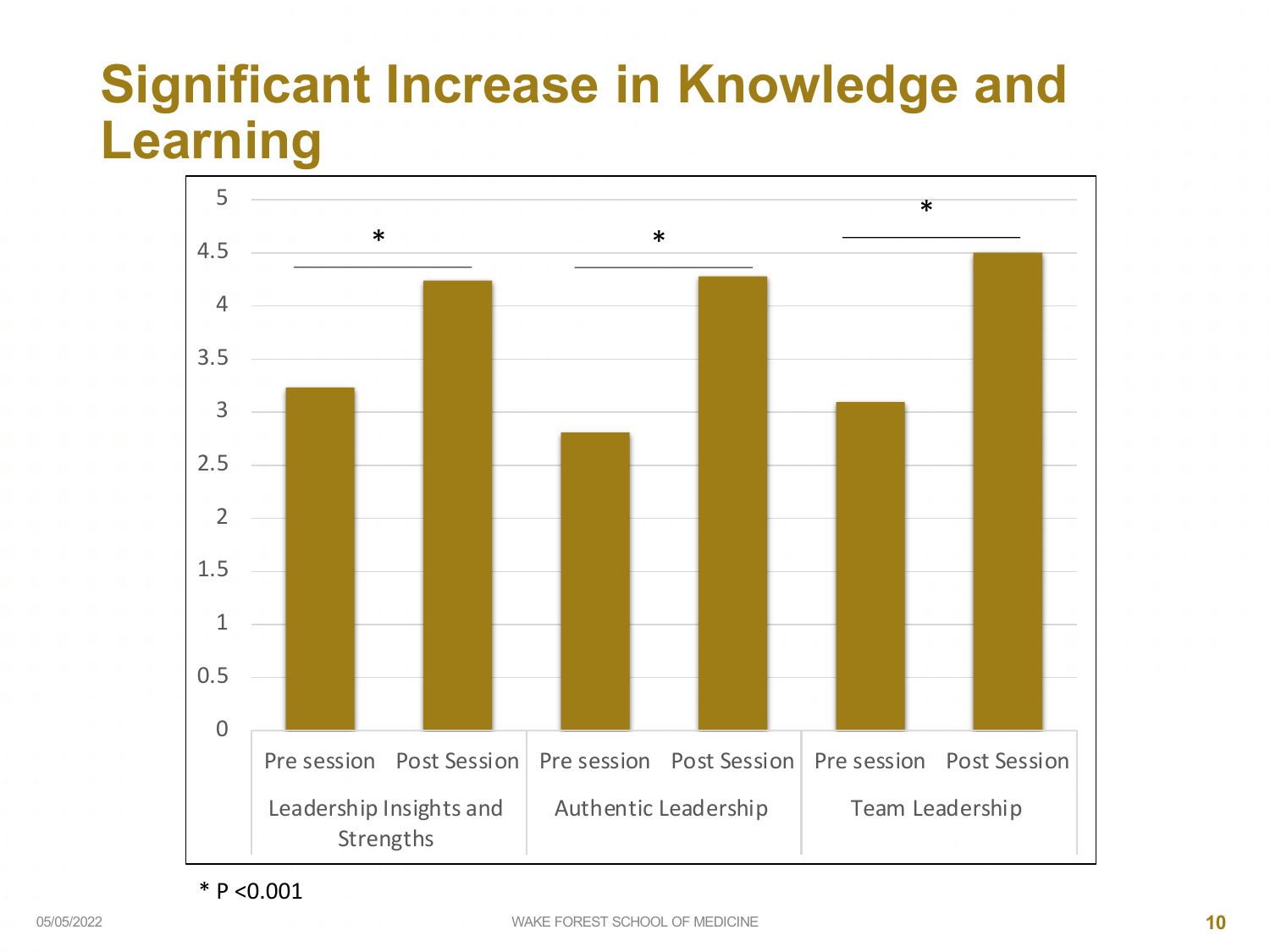# Significant Increase in Knowledge and Learning

5
4.5
4
3.5
3
2.5
2
1.5
1
0.5
0

*
*
*

Pre session
Post Session
Leadership Insights and Strengths

Pre session
Post Session
Authentic Leadership

Pre session
Post Session
Team Leadership

* P <0.001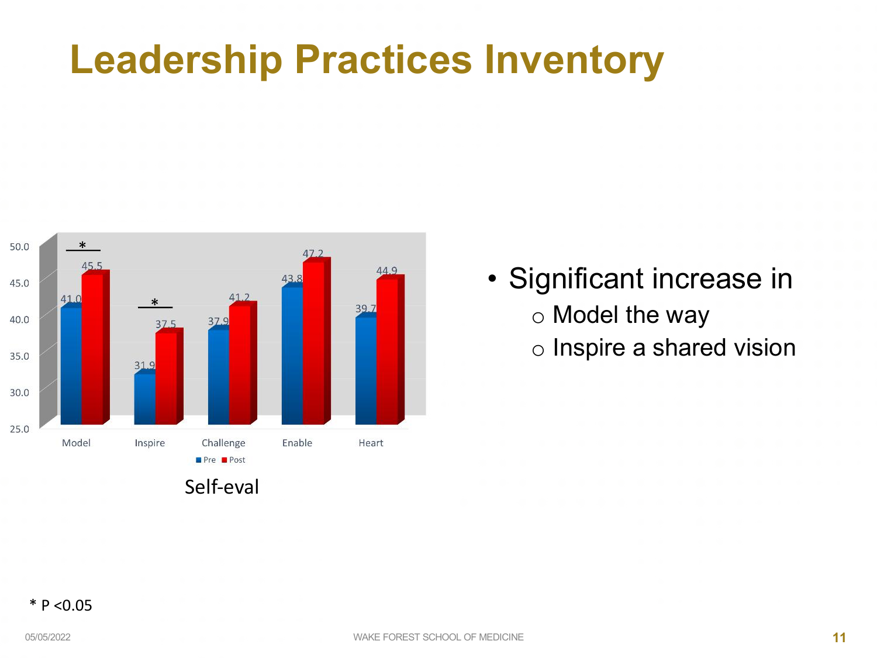# Leadership Practices Inventory

50.0
45.0
40.0
35.0
30.0
25.0

\*
45.5
41.0
\*
37.5
31.9
41.2
37.9
47.2
43.8
44.9
39.7

Model
Inspire
Challenge
Enable
Heart

Pre
Post

Self-eval

- Significant increase in
  - Model the way
  - Inspire a shared vision

\* P <0.05

05/05/2022

WAKE FOREST SCHOOL OF MEDICINE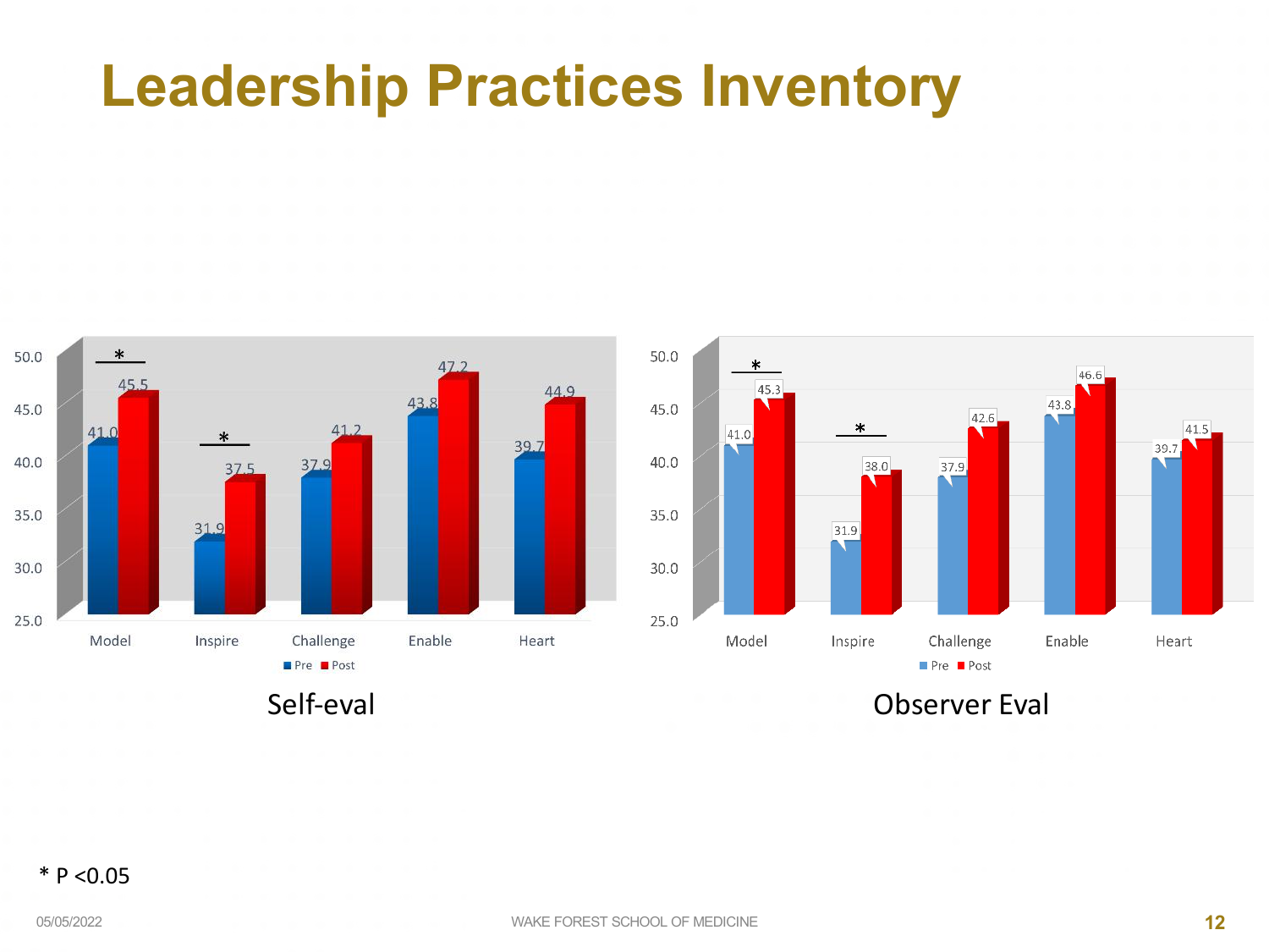# Leadership Practices Inventory

50.0
45.0
40.0
35.0
30.0
25.0

*
45.5
41.0
*
37.5
31.9
41.2
37.9
47.2
43.8
44.9
39.7

Model Inspire Challenge Enable Heart

Pre Post

Self-eval

50.0
45.0
40.0
35.0
30.0
25.0

*
45.3
41.0
*
38.0
31.9
42.6
37.9
46.6
43.8
41.5
39.7

Model Inspire Challenge Enable Heart

Pre Post

Observer Eval

* P <0.05

05/05/2022

WAKE FOREST SCHOOL OF MEDICINE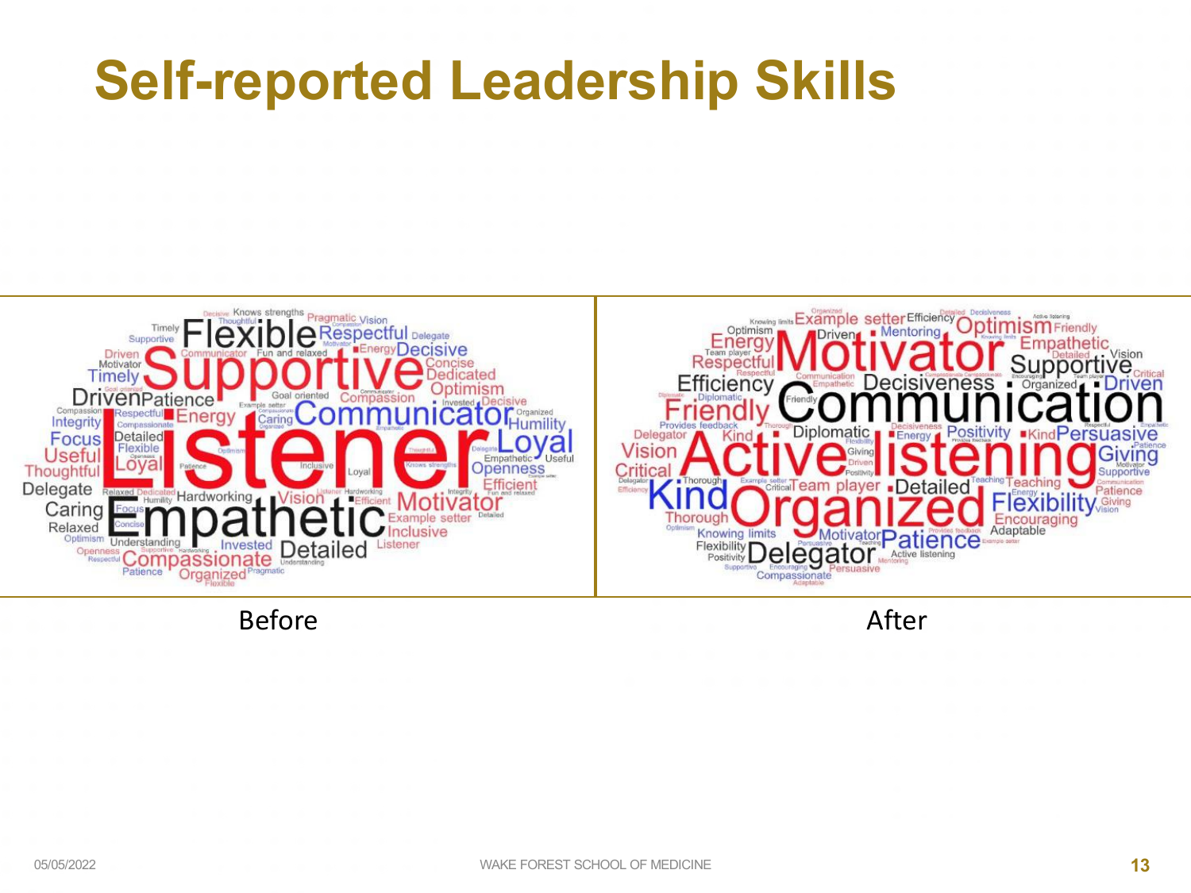# Self-reported Leadership Skills

Before

After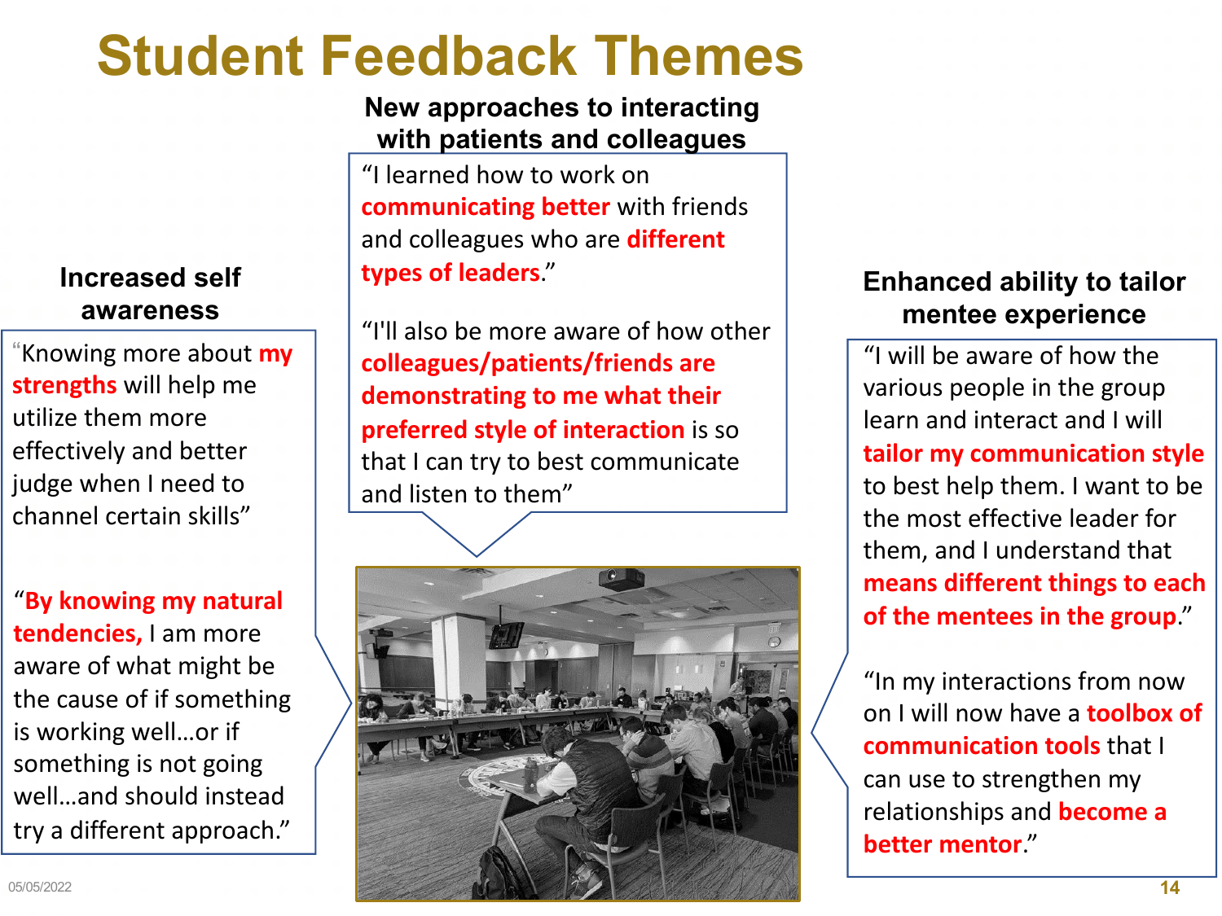# Student Feedback Themes

### Increased self awareness

"Knowing more about **my strengths** will help me utilize them more effectively and better judge when I need to channel certain skills"

"**By knowing my natural tendencies,** I am more aware of what might be the cause of if something is working well…or if something is not going well…and should instead try a different approach."

### New approaches to interacting with patients and colleagues

"I learned how to work on **communicating better** with friends and colleagues who are **different types of leaders**."

"I'll also be more aware of how other **colleagues/patients/friends are demonstrating to me what their preferred style of interaction** is so that I can try to best communicate and listen to them"

### Enhanced ability to tailor mentee experience

"I will be aware of how the various people in the group learn and interact and I will **tailor my communication style** to best help them. I want to be the most effective leader for them, and I understand that **means different things to each of the mentees in the group**."

"In my interactions from now on I will now have a **toolbox of communication tools** that I can use to strengthen my relationships and **become a better mentor**."

05/05/2022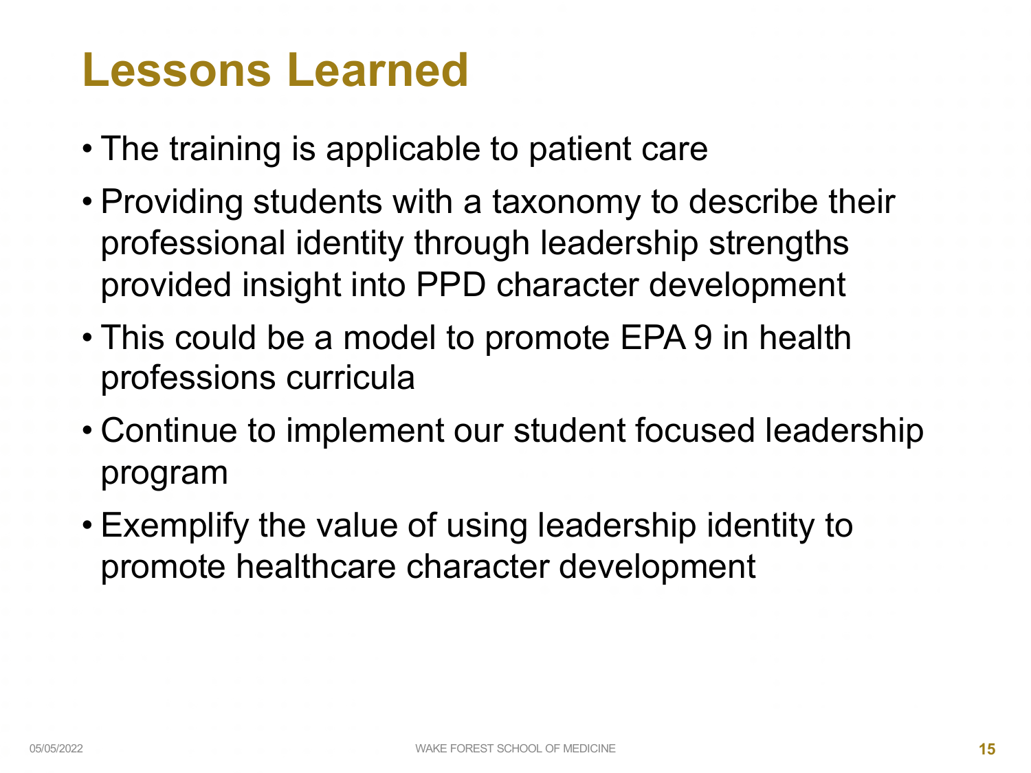# Lessons Learned

- The training is applicable to patient care
- Providing students with a taxonomy to describe their professional identity through leadership strengths provided insight into PPD character development
- This could be a model to promote EPA 9 in health professions curricula
- Continue to implement our student focused leadership program
- Exemplify the value of using leadership identity to promote healthcare character development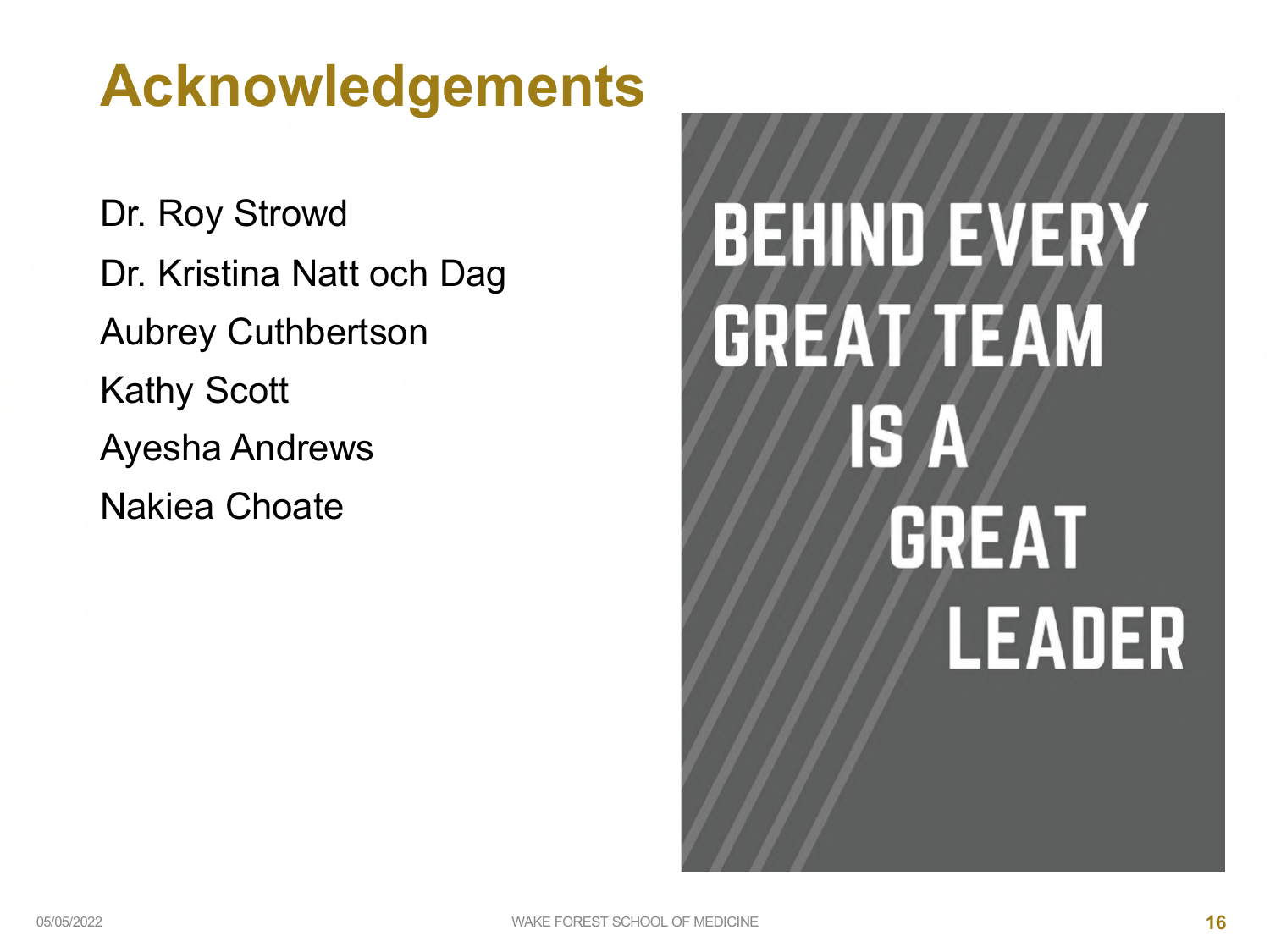# Acknowledgements

Dr. Roy Strowd

Dr. Kristina Natt och Dag

Aubrey Cuthbertson

Kathy Scott

Ayesha Andrews

Nakiea Choate

BEHIND EVERY GREAT TEAM IS A GREAT LEADER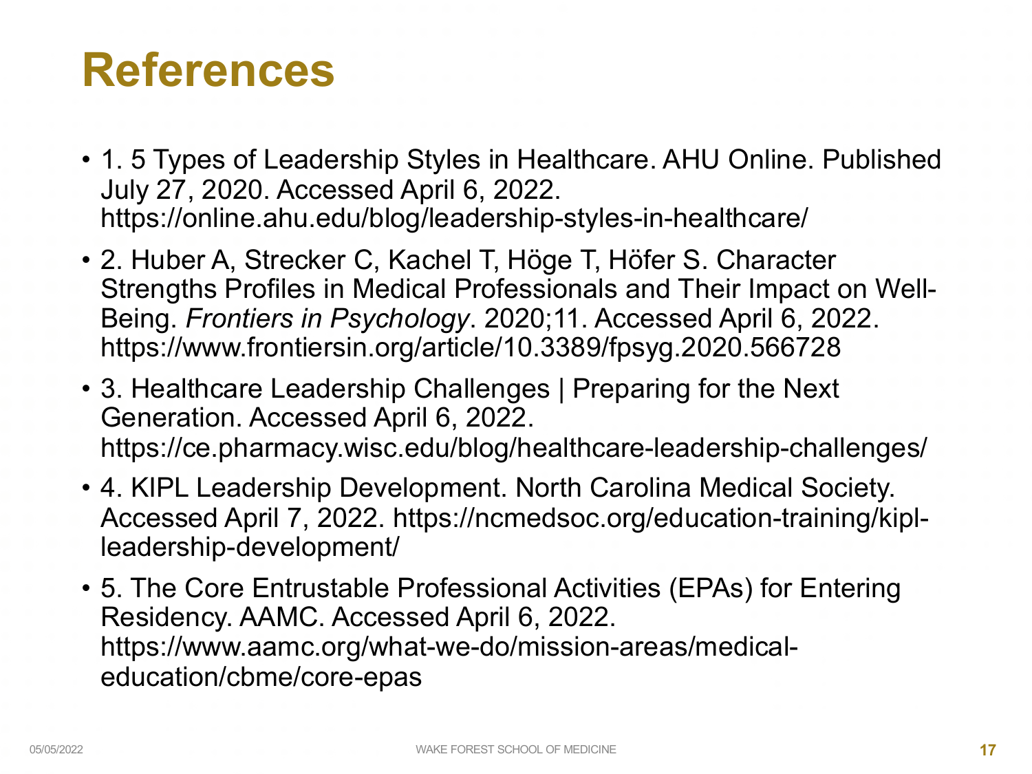# References

- 1. 5 Types of Leadership Styles in Healthcare. AHU Online. Published July 27, 2020. Accessed April 6, 2022. https://online.ahu.edu/blog/leadership-styles-in-healthcare/
- 2. Huber A, Strecker C, Kachel T, Höge T, Höfer S. Character Strengths Profiles in Medical Professionals and Their Impact on Well-Being. *Frontiers in Psychology*. 2020;11. Accessed April 6, 2022. https://www.frontiersin.org/article/10.3389/fpsyg.2020.566728
- 3. Healthcare Leadership Challenges | Preparing for the Next Generation. Accessed April 6, 2022. https://ce.pharmacy.wisc.edu/blog/healthcare-leadership-challenges/
- 4. KIPL Leadership Development. North Carolina Medical Society. Accessed April 7, 2022. https://ncmedsoc.org/education-training/kipl-leadership-development/
- 5. The Core Entrustable Professional Activities (EPAs) for Entering Residency. AAMC. Accessed April 6, 2022. https://www.aamc.org/what-we-do/mission-areas/medical-education/cbme/core-epas